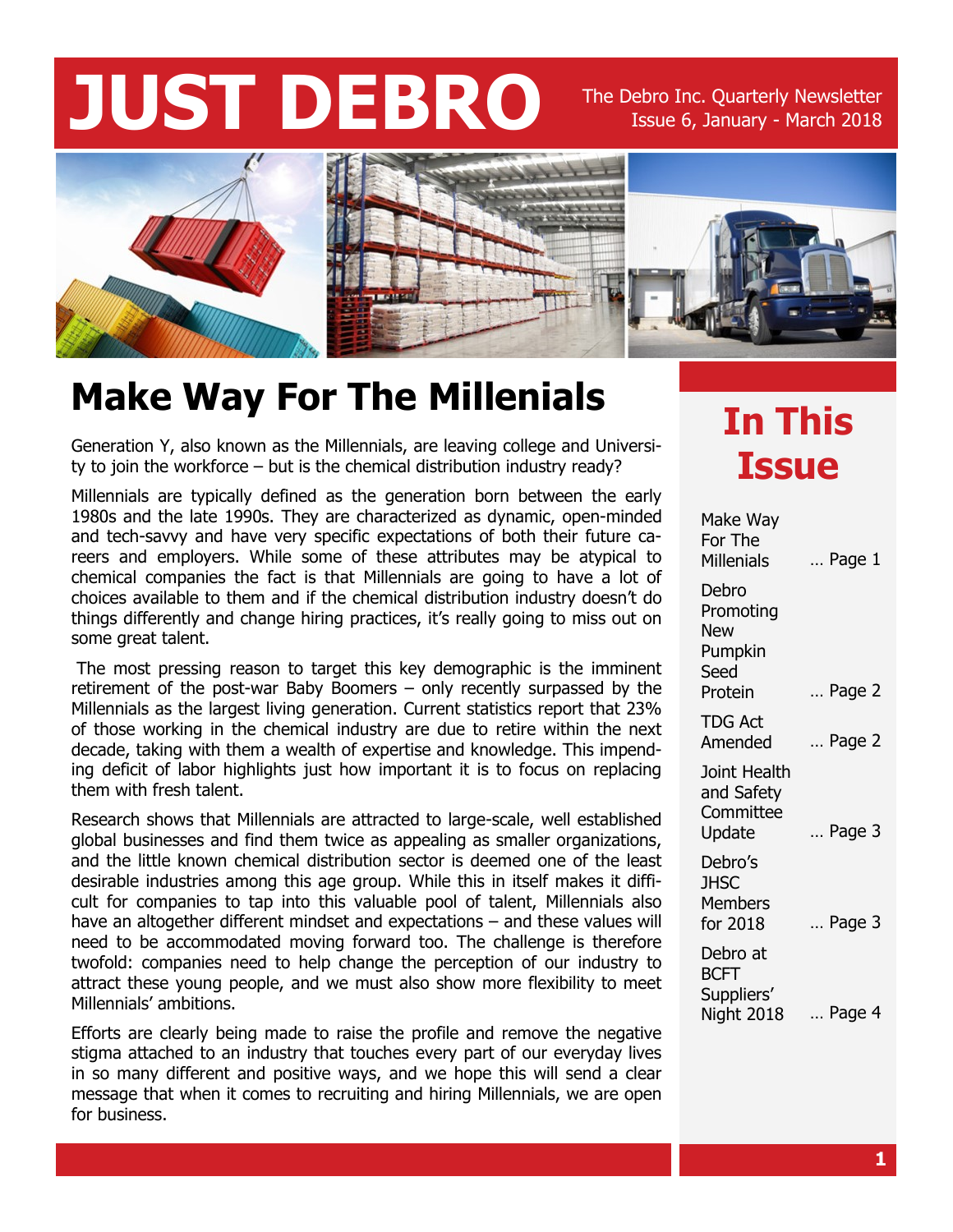# JUST DEBRO

The Debro Inc. Quarterly Newsletter
Issue 6, January - March 2018

## Make Way For The Millenials

Generation Y, also known as the Millennials, are leaving college and University to join the workforce – but is the chemical distribution industry ready?

Millennials are typically defined as the generation born between the early 1980s and the late 1990s. They are characterized as dynamic, open-minded and tech-savvy and have very specific expectations of both their future careers and employers. While some of these attributes may be atypical to chemical companies the fact is that Millennials are going to have a lot of choices available to them and if the chemical distribution industry doesn't do things differently and change hiring practices, it's really going to miss out on some great talent.

The most pressing reason to target this key demographic is the imminent retirement of the post-war Baby Boomers – only recently surpassed by the Millennials as the largest living generation. Current statistics report that 23% of those working in the chemical industry are due to retire within the next decade, taking with them a wealth of expertise and knowledge. This impending deficit of labor highlights just how important it is to focus on replacing them with fresh talent.

Research shows that Millennials are attracted to large-scale, well established global businesses and find them twice as appealing as smaller organizations, and the little known chemical distribution sector is deemed one of the least desirable industries among this age group. While this in itself makes it difficult for companies to tap into this valuable pool of talent, Millennials also have an altogether different mindset and expectations – and these values will need to be accommodated moving forward too. The challenge is therefore twofold: companies need to help change the perception of our industry to attract these young people, and we must also show more flexibility to meet Millennials' ambitions.

Efforts are clearly being made to raise the profile and remove the negative stigma attached to an industry that touches every part of our everyday lives in so many different and positive ways, and we hope this will send a clear message that when it comes to recruiting and hiring Millennials, we are open for business.

## In This Issue

| | |
|---|---|
| Make Way For The Millenials | … Page 1 |
| Debro Promoting New Pumpkin Seed Protein | … Page 2 |
| TDG Act Amended | … Page 2 |
| Joint Health and Safety Committee Update | … Page 3 |
| Debro's JHSC Members for 2018 | … Page 3 |
| Debro at BCFT Suppliers' Night 2018 | … Page 4 |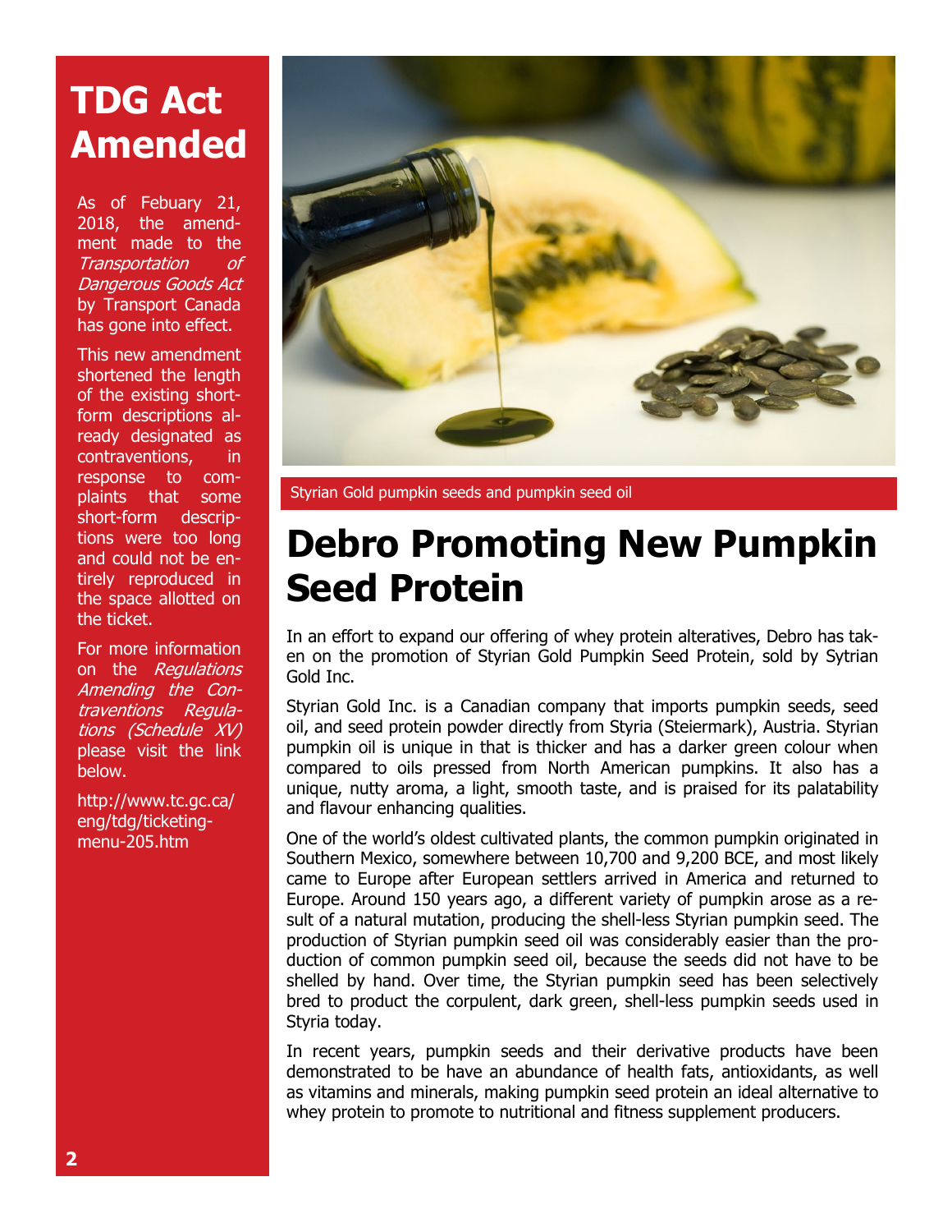# TDG Act Amended

As of Febuary 21, 2018, the amendment made to the *Transportation of Dangerous Goods Act* by Transport Canada has gone into effect.

This new amendment shortened the length of the existing short-form descriptions already designated as contraventions, in response to complaints that some short-form descriptions were too long and could not be entirely reproduced in the space allotted on the ticket.

For more information on the *Regulations Amending the Contraventions Regulations (Schedule XV)* please visit the link below.

http://www.tc.gc.ca/eng/tdg/ticketing-menu-205.htm

Styrian Gold pumpkin seeds and pumpkin seed oil

# Debro Promoting New Pumpkin Seed Protein

In an effort to expand our offering of whey protein alteratives, Debro has taken on the promotion of Styrian Gold Pumpkin Seed Protein, sold by Sytrian Gold Inc.

Styrian Gold Inc. is a Canadian company that imports pumpkin seeds, seed oil, and seed protein powder directly from Styria (Steiermark), Austria. Styrian pumpkin oil is unique in that is thicker and has a darker green colour when compared to oils pressed from North American pumpkins. It also has a unique, nutty aroma, a light, smooth taste, and is praised for its palatability and flavour enhancing qualities.

One of the world's oldest cultivated plants, the common pumpkin originated in Southern Mexico, somewhere between 10,700 and 9,200 BCE, and most likely came to Europe after European settlers arrived in America and returned to Europe. Around 150 years ago, a different variety of pumpkin arose as a result of a natural mutation, producing the shell-less Styrian pumpkin seed. The production of Styrian pumpkin seed oil was considerably easier than the production of common pumpkin seed oil, because the seeds did not have to be shelled by hand. Over time, the Styrian pumpkin seed has been selectively bred to product the corpulent, dark green, shell-less pumpkin seeds used in Styria today.

In recent years, pumpkin seeds and their derivative products have been demonstrated to be have an abundance of health fats, antioxidants, as well as vitamins and minerals, making pumpkin seed protein an ideal alternative to whey protein to promote to nutritional and fitness supplement producers.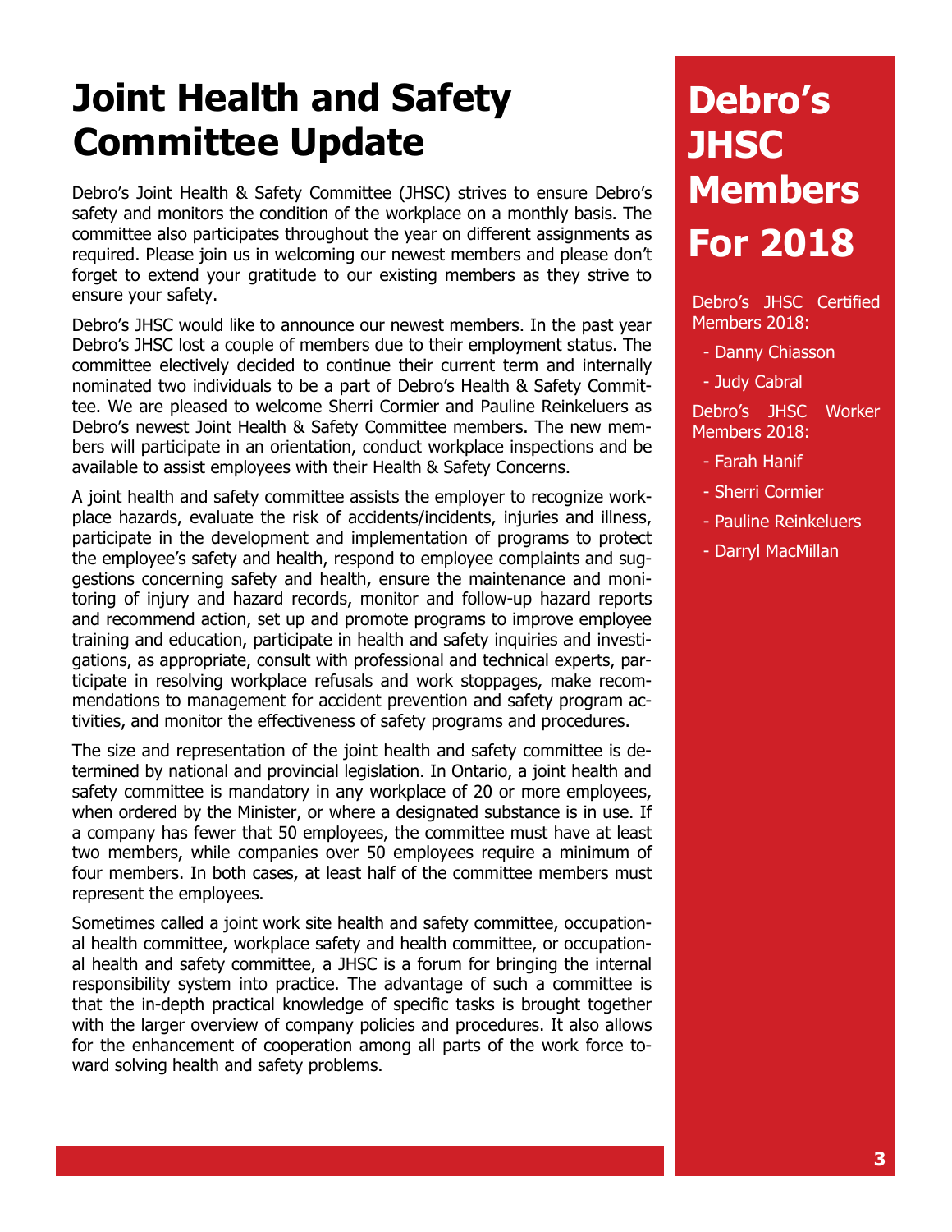# Joint Health and Safety Committee Update

Debro's Joint Health & Safety Committee (JHSC) strives to ensure Debro's safety and monitors the condition of the workplace on a monthly basis. The committee also participates throughout the year on different assignments as required. Please join us in welcoming our newest members and please don't forget to extend your gratitude to our existing members as they strive to ensure your safety.

Debro's JHSC would like to announce our newest members. In the past year Debro's JHSC lost a couple of members due to their employment status. The committee electively decided to continue their current term and internally nominated two individuals to be a part of Debro's Health & Safety Committee. We are pleased to welcome Sherri Cormier and Pauline Reinkeluers as Debro's newest Joint Health & Safety Committee members. The new members will participate in an orientation, conduct workplace inspections and be available to assist employees with their Health & Safety Concerns.

A joint health and safety committee assists the employer to recognize workplace hazards, evaluate the risk of accidents/incidents, injuries and illness, participate in the development and implementation of programs to protect the employee's safety and health, respond to employee complaints and suggestions concerning safety and health, ensure the maintenance and monitoring of injury and hazard records, monitor and follow-up hazard reports and recommend action, set up and promote programs to improve employee training and education, participate in health and safety inquiries and investigations, as appropriate, consult with professional and technical experts, participate in resolving workplace refusals and work stoppages, make recommendations to management for accident prevention and safety program activities, and monitor the effectiveness of safety programs and procedures.

The size and representation of the joint health and safety committee is determined by national and provincial legislation. In Ontario, a joint health and safety committee is mandatory in any workplace of 20 or more employees, when ordered by the Minister, or where a designated substance is in use. If a company has fewer that 50 employees, the committee must have at least two members, while companies over 50 employees require a minimum of four members. In both cases, at least half of the committee members must represent the employees.

Sometimes called a joint work site health and safety committee, occupational health committee, workplace safety and health committee, or occupational health and safety committee, a JHSC is a forum for bringing the internal responsibility system into practice. The advantage of such a committee is that the in-depth practical knowledge of specific tasks is brought together with the larger overview of company policies and procedures. It also allows for the enhancement of cooperation among all parts of the work force toward solving health and safety problems.

## Debro's JHSC Members For 2018

Debro's JHSC Certified Members 2018:

- Danny Chiasson
- Judy Cabral

Debro's JHSC Worker Members 2018:

- Farah Hanif
- Sherri Cormier
- Pauline Reinkeluers
- Darryl MacMillan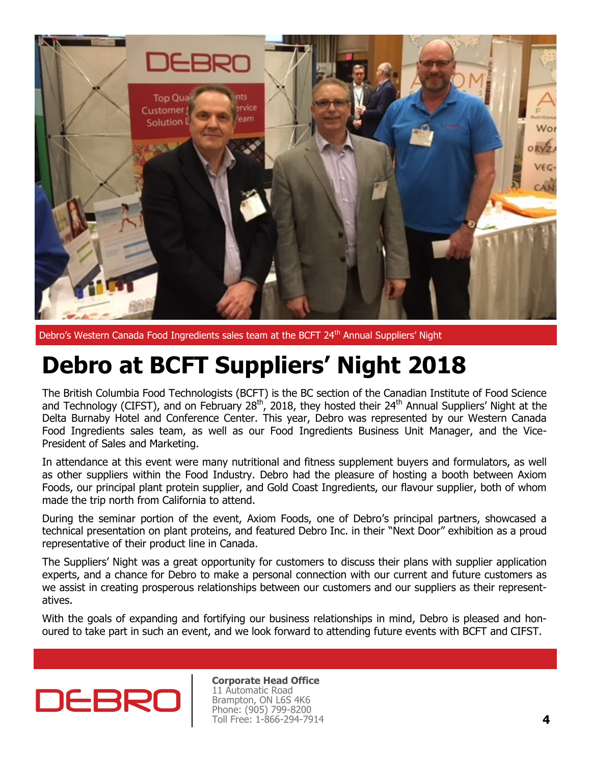Debro's Western Canada Food Ingredients sales team at the BCFT 24th Annual Suppliers' Night

# Debro at BCFT Suppliers' Night 2018

The British Columbia Food Technologists (BCFT) is the BC section of the Canadian Institute of Food Science and Technology (CIFST), and on February 28th, 2018, they hosted their 24th Annual Suppliers' Night at the Delta Burnaby Hotel and Conference Center. This year, Debro was represented by our Western Canada Food Ingredients sales team, as well as our Food Ingredients Business Unit Manager, and the Vice-President of Sales and Marketing.

In attendance at this event were many nutritional and fitness supplement buyers and formulators, as well as other suppliers within the Food Industry. Debro had the pleasure of hosting a booth between Axiom Foods, our principal plant protein supplier, and Gold Coast Ingredients, our flavour supplier, both of whom made the trip north from California to attend.

During the seminar portion of the event, Axiom Foods, one of Debro's principal partners, showcased a technical presentation on plant proteins, and featured Debro Inc. in their "Next Door" exhibition as a proud representative of their product line in Canada.

The Suppliers' Night was a great opportunity for customers to discuss their plans with supplier application experts, and a chance for Debro to make a personal connection with our current and future customers as we assist in creating prosperous relationships between our customers and our suppliers as their representatives.

With the goals of expanding and fortifying our business relationships in mind, Debro is pleased and honoured to take part in such an event, and we look forward to attending future events with BCFT and CIFST.

DEBRO

**Corporate Head Office**
11 Automatic Road
Brampton, ON L6S 4K6
Phone: (905) 799-8200
Toll Free: 1-866-294-7914